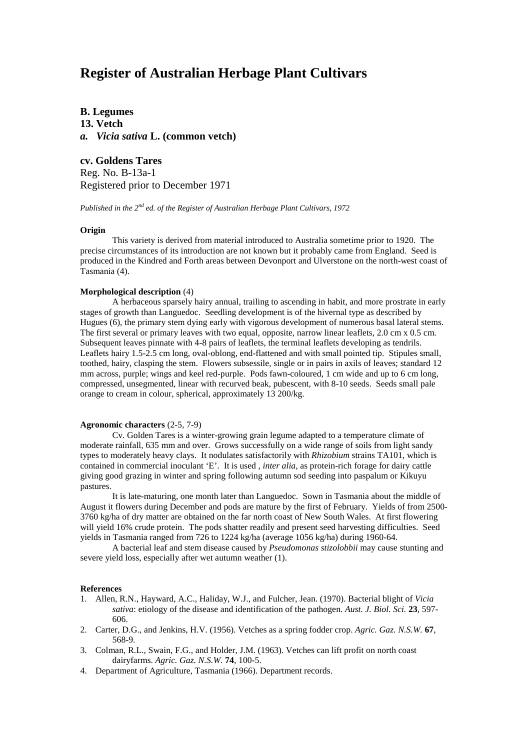# Register of Australian Herbage Plant Cultivars

**B. Legumes**
**13. Vetch**
***a. Vicia sativa* L. (common vetch)**

## cv. Goldens Tares

Reg. No. B-13a-1
Registered prior to December 1971

*Published in the 2nd ed. of the Register of Australian Herbage Plant Cultivars, 1972*

### Origin

This variety is derived from material introduced to Australia sometime prior to 1920. The precise circumstances of its introduction are not known but it probably came from England. Seed is produced in the Kindred and Forth areas between Devonport and Ulverstone on the north-west coast of Tasmania (4).

### Morphological description (4)

A herbaceous sparsely hairy annual, trailing to ascending in habit, and more prostrate in early stages of growth than Languedoc. Seedling development is of the hivernal type as described by Hugues (6), the primary stem dying early with vigorous development of numerous basal lateral stems. The first several or primary leaves with two equal, opposite, narrow linear leaflets, 2.0 cm x 0.5 cm. Subsequent leaves pinnate with 4-8 pairs of leaflets, the terminal leaflets developing as tendrils. Leaflets hairy 1.5-2.5 cm long, oval-oblong, end-flattened and with small pointed tip. Stipules small, toothed, hairy, clasping the stem. Flowers subsessile, single or in pairs in axils of leaves; standard 12 mm across, purple; wings and keel red-purple. Pods fawn-coloured, 1 cm wide and up to 6 cm long, compressed, unsegmented, linear with recurved beak, pubescent, with 8-10 seeds. Seeds small pale orange to cream in colour, spherical, approximately 13 200/kg.

### Agronomic characters (2-5, 7-9)

Cv. Golden Tares is a winter-growing grain legume adapted to a temperature climate of moderate rainfall, 635 mm and over. Grows successfully on a wide range of soils from light sandy types to moderately heavy clays. It nodulates satisfactorily with *Rhizobium* strains TA101, which is contained in commercial inoculant 'E'. It is used , *inter alia,* as protein-rich forage for dairy cattle giving good grazing in winter and spring following autumn sod seeding into paspalum or Kikuyu pastures.

It is late-maturing, one month later than Languedoc. Sown in Tasmania about the middle of August it flowers during December and pods are mature by the first of February. Yields of from 2500-3760 kg/ha of dry matter are obtained on the far north coast of New South Wales. At first flowering will yield 16% crude protein. The pods shatter readily and present seed harvesting difficulties. Seed yields in Tasmania ranged from 726 to 1224 kg/ha (average 1056 kg/ha) during 1960-64.

A bacterial leaf and stem disease caused by *Pseudomonas stizolobbii* may cause stunting and severe yield loss, especially after wet autumn weather (1).

### References

1. Allen, R.N., Hayward, A.C., Haliday, W.J., and Fulcher, Jean. (1970). Bacterial blight of *Vicia sativa*: etiology of the disease and identification of the pathogen. *Aust. J. Biol. Sci.* **23**, 597-606.
2. Carter, D.G., and Jenkins, H.V. (1956). Vetches as a spring fodder crop. *Agric. Gaz. N.S.W.* **67**, 568-9.
3. Colman, R.L., Swain, F.G., and Holder, J.M. (1963). Vetches can lift profit on north coast dairyfarms. *Agric. Gaz. N.S.W.* **74**, 100-5.
4. Department of Agriculture, Tasmania (1966). Department records.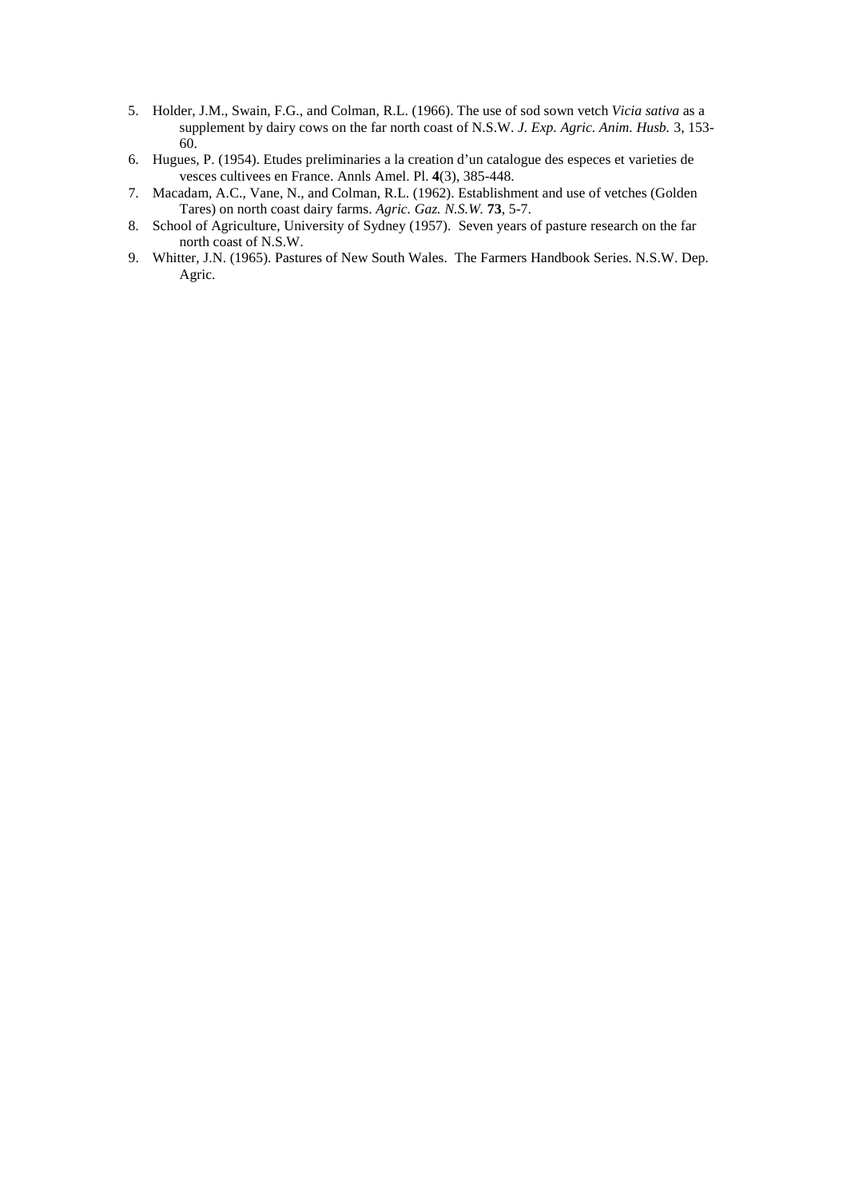5. Holder, J.M., Swain, F.G., and Colman, R.L. (1966). The use of sod sown vetch *Vicia sativa* as a supplement by dairy cows on the far north coast of N.S.W. *J. Exp. Agric. Anim. Husb.* 3, 153-60.
6. Hugues, P. (1954). Etudes preliminaries a la creation d'un catalogue des especes et varieties de vesces cultivees en France. Annls Amel. Pl. **4**(3), 385-448.
7. Macadam, A.C., Vane, N., and Colman, R.L. (1962). Establishment and use of vetches (Golden Tares) on north coast dairy farms. *Agric. Gaz. N.S.W.* **73**, 5-7.
8. School of Agriculture, University of Sydney (1957). Seven years of pasture research on the far north coast of N.S.W.
9. Whitter, J.N. (1965). Pastures of New South Wales. The Farmers Handbook Series. N.S.W. Dep. Agric.